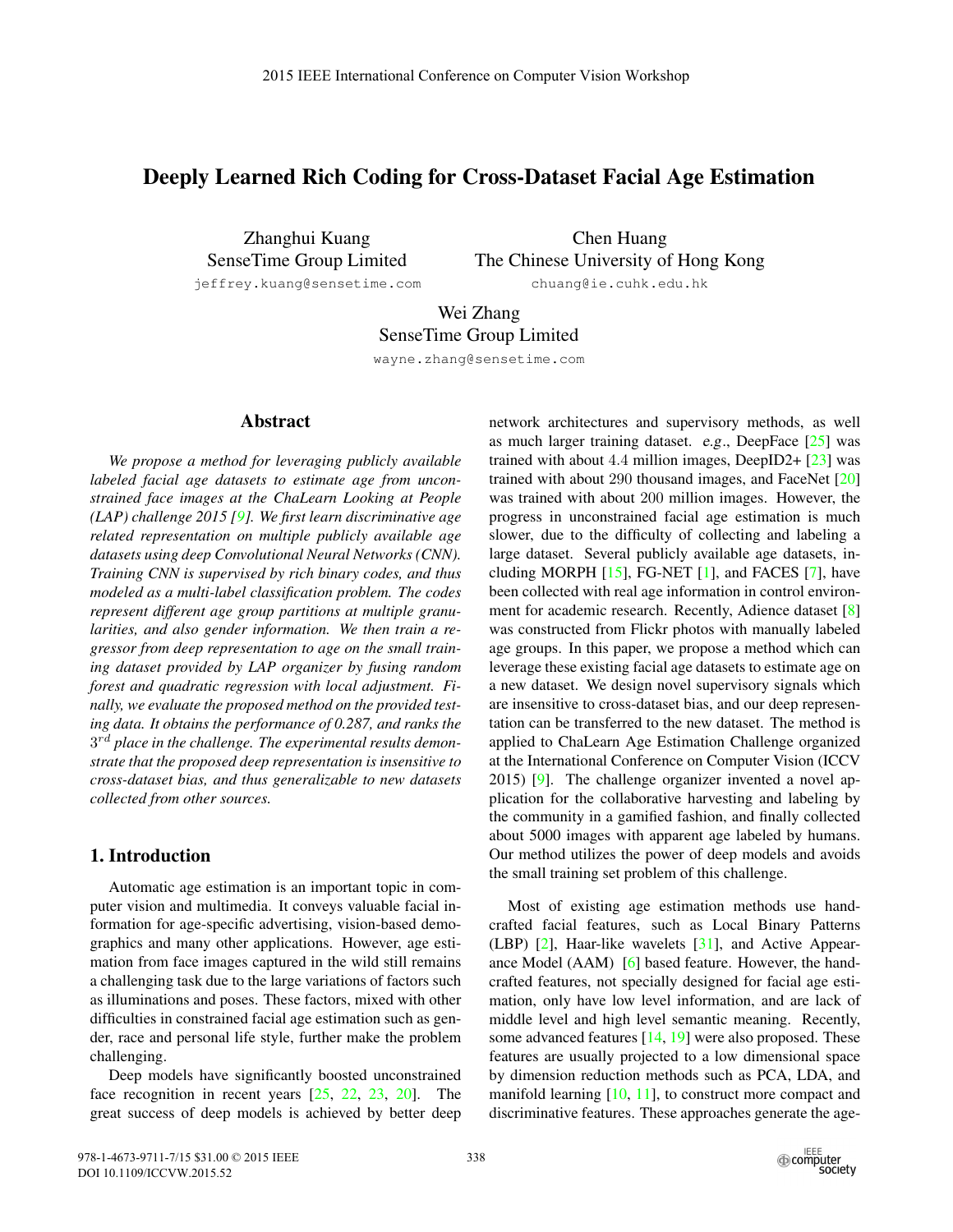# Deeply Learned Rich Coding for Cross-Dataset Facial Age Estimation

Zhanghui Kuang
SenseTime Group Limited
jeffrey.kuang@sensetime.com

Chen Huang
The Chinese University of Hong Kong
chuang@ie.cuhk.edu.hk

Wei Zhang
SenseTime Group Limited
wayne.zhang@sensetime.com

## Abstract

*We propose a method for leveraging publicly available labeled facial age datasets to estimate age from unconstrained face images at the ChaLearn Looking at People (LAP) challenge 2015 [9]. We first learn discriminative age related representation on multiple publicly available age datasets using deep Convolutional Neural Networks (CNN). Training CNN is supervised by rich binary codes, and thus modeled as a multi-label classification problem. The codes represent different age group partitions at multiple granularities, and also gender information. We then train a regressor from deep representation to age on the small training dataset provided by LAP organizer by fusing random forest and quadratic regression with local adjustment. Finally, we evaluate the proposed method on the provided testing data. It obtains the performance of 0.287, and ranks the $3^{rd}$ place in the challenge. The experimental results demonstrate that the proposed deep representation is insensitive to cross-dataset bias, and thus generalizable to new datasets collected from other sources.*

## 1. Introduction

Automatic age estimation is an important topic in computer vision and multimedia. It conveys valuable facial information for age-specific advertising, vision-based demographics and many other applications. However, age estimation from face images captured in the wild still remains a challenging task due to the large variations of factors such as illuminations and poses. These factors, mixed with other difficulties in constrained facial age estimation such as gender, race and personal life style, further make the problem challenging.

Deep models have significantly boosted unconstrained face recognition in recent years [25, 22, 23, 20]. The great success of deep models is achieved by better deep network architectures and supervisory methods, as well as much larger training dataset. *e.g.*, DeepFace [25] was trained with about 4.4 million images, DeepID2+ [23] was trained with about 290 thousand images, and FaceNet [20] was trained with about 200 million images. However, the progress in unconstrained facial age estimation is much slower, due to the difficulty of collecting and labeling a large dataset. Several publicly available age datasets, including MORPH [15], FG-NET [1], and FACES [7], have been collected with real age information in control environment for academic research. Recently, Adience dataset [8] was constructed from Flickr photos with manually labeled age groups. In this paper, we propose a method which can leverage these existing facial age datasets to estimate age on a new dataset. We design novel supervisory signals which are insensitive to cross-dataset bias, and our deep representation can be transferred to the new dataset. The method is applied to ChaLearn Age Estimation Challenge organized at the International Conference on Computer Vision (ICCV 2015) [9]. The challenge organizer invented a novel application for the collaborative harvesting and labeling by the community in a gamified fashion, and finally collected about 5000 images with apparent age labeled by humans. Our method utilizes the power of deep models and avoids the small training set problem of this challenge.

Most of existing age estimation methods use handcrafted facial features, such as Local Binary Patterns (LBP) [2], Haar-like wavelets [31], and Active Appearance Model (AAM) [6] based feature. However, the handcrafted features, not specially designed for facial age estimation, only have low level information, and are lack of middle level and high level semantic meaning. Recently, some advanced features [14, 19] were also proposed. These features are usually projected to a low dimensional space by dimension reduction methods such as PCA, LDA, and manifold learning [10, 11], to construct more compact and discriminative features. These approaches generate the age-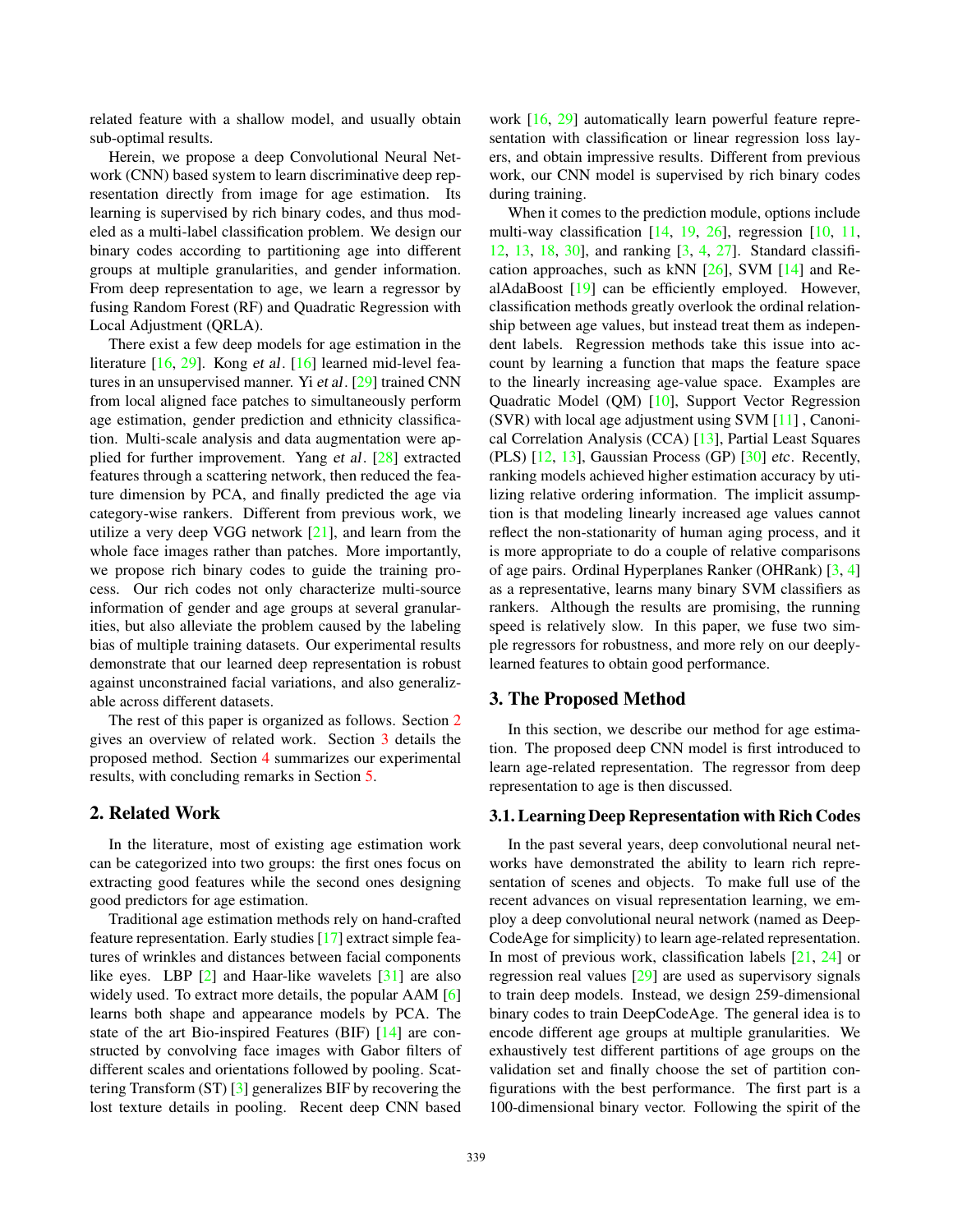related feature with a shallow model, and usually obtain sub-optimal results.

Herein, we propose a deep Convolutional Neural Network (CNN) based system to learn discriminative deep representation directly from image for age estimation. Its learning is supervised by rich binary codes, and thus modeled as a multi-label classification problem. We design our binary codes according to partitioning age into different groups at multiple granularities, and gender information. From deep representation to age, we learn a regressor by fusing Random Forest (RF) and Quadratic Regression with Local Adjustment (QRLA).

There exist a few deep models for age estimation in the literature [16, 29]. Kong *et al*. [16] learned mid-level features in an unsupervised manner. Yi *et al*. [29] trained CNN from local aligned face patches to simultaneously perform age estimation, gender prediction and ethnicity classification. Multi-scale analysis and data augmentation were applied for further improvement. Yang *et al*. [28] extracted features through a scattering network, then reduced the feature dimension by PCA, and finally predicted the age via category-wise rankers. Different from previous work, we utilize a very deep VGG network [21], and learn from the whole face images rather than patches. More importantly, we propose rich binary codes to guide the training process. Our rich codes not only characterize multi-source information of gender and age groups at several granularities, but also alleviate the problem caused by the labeling bias of multiple training datasets. Our experimental results demonstrate that our learned deep representation is robust against unconstrained facial variations, and also generalizable across different datasets.

The rest of this paper is organized as follows. Section 2 gives an overview of related work. Section 3 details the proposed method. Section 4 summarizes our experimental results, with concluding remarks in Section 5.

## 2. Related Work

In the literature, most of existing age estimation work can be categorized into two groups: the first ones focus on extracting good features while the second ones designing good predictors for age estimation.

Traditional age estimation methods rely on hand-crafted feature representation. Early studies [17] extract simple features of wrinkles and distances between facial components like eyes. LBP [2] and Haar-like wavelets [31] are also widely used. To extract more details, the popular AAM [6] learns both shape and appearance models by PCA. The state of the art Bio-inspired Features (BIF) [14] are constructed by convolving face images with Gabor filters of different scales and orientations followed by pooling. Scattering Transform (ST) [3] generalizes BIF by recovering the lost texture details in pooling. Recent deep CNN based work [16, 29] automatically learn powerful feature representation with classification or linear regression loss layers, and obtain impressive results. Different from previous work, our CNN model is supervised by rich binary codes during training.

When it comes to the prediction module, options include multi-way classification [14, 19, 26], regression [10, 11, 12, 13, 18, 30], and ranking [3, 4, 27]. Standard classification approaches, such as kNN [26], SVM [14] and RealAdaBoost [19] can be efficiently employed. However, classification methods greatly overlook the ordinal relationship between age values, but instead treat them as independent labels. Regression methods take this issue into account by learning a function that maps the feature space to the linearly increasing age-value space. Examples are Quadratic Model (QM) [10], Support Vector Regression (SVR) with local age adjustment using SVM [11] , Canonical Correlation Analysis (CCA) [13], Partial Least Squares (PLS) [12, 13], Gaussian Process (GP) [30] *etc*. Recently, ranking models achieved higher estimation accuracy by utilizing relative ordering information. The implicit assumption is that modeling linearly increased age values cannot reflect the non-stationarity of human aging process, and it is more appropriate to do a couple of relative comparisons of age pairs. Ordinal Hyperplanes Ranker (OHRank) [3, 4] as a representative, learns many binary SVM classifiers as rankers. Although the results are promising, the running speed is relatively slow. In this paper, we fuse two simple regressors for robustness, and more rely on our deeply-learned features to obtain good performance.

## 3. The Proposed Method

In this section, we describe our method for age estimation. The proposed deep CNN model is first introduced to learn age-related representation. The regressor from deep representation to age is then discussed.

### 3.1. Learning Deep Representation with Rich Codes

In the past several years, deep convolutional neural networks have demonstrated the ability to learn rich representation of scenes and objects. To make full use of the recent advances on visual representation learning, we employ a deep convolutional neural network (named as DeepCodeAge for simplicity) to learn age-related representation. In most of previous work, classification labels [21, 24] or regression real values [29] are used as supervisory signals to train deep models. Instead, we design 259-dimensional binary codes to train DeepCodeAge. The general idea is to encode different age groups at multiple granularities. We exhaustively test different partitions of age groups on the validation set and finally choose the set of partition configurations with the best performance. The first part is a 100-dimensional binary vector. Following the spirit of the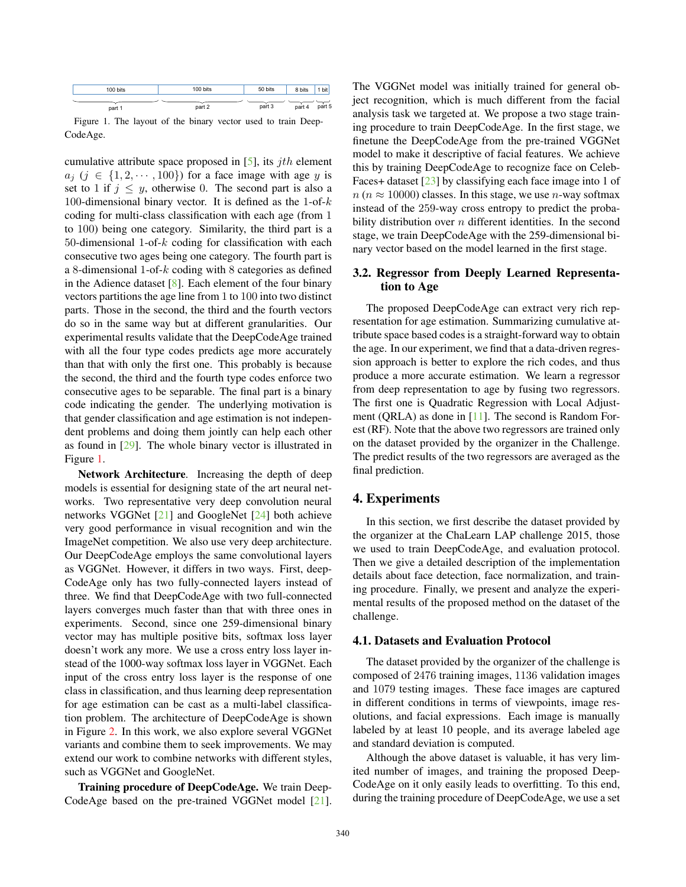| 100 bits | 100 bits | 50 bits | 8 bits | 1 bit |
|---|---|---|---|---|
| part 1 | part 2 | part 3 | part 4 | part 5 |

Figure 1. The layout of the binary vector used to train DeepCodeAge.

cumulative attribute space proposed in [5], its $jth$ element $a_j$ ($j \in \{1, 2, \cdots, 100\}$) for a face image with age $y$ is set to 1 if $j \leq y$, otherwise 0. The second part is also a 100-dimensional binary vector. It is defined as the 1-of-$k$ coding for multi-class classification with each age (from 1 to 100) being one category. Similarity, the third part is a 50-dimensional 1-of-$k$ coding for classification with each consecutive two ages being one category. The fourth part is a 8-dimensional 1-of-$k$ coding with 8 categories as defined in the Adience dataset [8]. Each element of the four binary vectors partitions the age line from 1 to 100 into two distinct parts. Those in the second, the third and the fourth vectors do so in the same way but at different granularities. Our experimental results validate that the DeepCodeAge trained with all the four type codes predicts age more accurately than that with only the first one. This probably is because the second, the third and the fourth type codes enforce two consecutive ages to be separable. The final part is a binary code indicating the gender. The underlying motivation is that gender classification and age estimation is not independent problems and doing them jointly can help each other as found in [29]. The whole binary vector is illustrated in Figure 1.

**Network Architecture**. Increasing the depth of deep models is essential for designing state of the art neural networks. Two representative very deep convolution neural networks VGGNet [21] and GoogleNet [24] both achieve very good performance in visual recognition and win the ImageNet competition. We also use very deep architecture. Our DeepCodeAge employs the same convolutional layers as VGGNet. However, it differs in two ways. First, deepCodeAge only has two fully-connected layers instead of three. We find that DeepCodeAge with two full-connected layers converges much faster than that with three ones in experiments. Second, since one 259-dimensional binary vector may has multiple positive bits, softmax loss layer doesn't work any more. We use a cross entry loss layer instead of the 1000-way softmax loss layer in VGGNet. Each input of the cross entry loss layer is the response of one class in classification, and thus learning deep representation for age estimation can be cast as a multi-label classification problem. The architecture of DeepCodeAge is shown in Figure 2. In this work, we also explore several VGGNet variants and combine them to seek improvements. We may extend our work to combine networks with different styles, such as VGGNet and GoogleNet.

**Training procedure of DeepCodeAge.** We train DeepCodeAge based on the pre-trained VGGNet model [21]. The VGGNet model was initially trained for general object recognition, which is much different from the facial analysis task we targeted at. We propose a two stage training procedure to train DeepCodeAge. In the first stage, we finetune the DeepCodeAge from the pre-trained VGGNet model to make it descriptive of facial features. We achieve this by training DeepCodeAge to recognize face on CelebFaces+ dataset [23] by classifying each face image into 1 of $n$ ($n \approx 10000$) classes. In this stage, we use $n$-way softmax instead of the 259-way cross entropy to predict the probability distribution over $n$ different identities. In the second stage, we train DeepCodeAge with the 259-dimensional binary vector based on the model learned in the first stage.

## 3.2. Regressor from Deeply Learned Representation to Age

The proposed DeepCodeAge can extract very rich representation for age estimation. Summarizing cumulative attribute space based codes is a straight-forward way to obtain the age. In our experiment, we find that a data-driven regression approach is better to explore the rich codes, and thus produce a more accurate estimation. We learn a regressor from deep representation to age by fusing two regressors. The first one is Quadratic Regression with Local Adjustment (QRLA) as done in [11]. The second is Random Forest (RF). Note that the above two regressors are trained only on the dataset provided by the organizer in the Challenge. The predict results of the two regressors are averaged as the final prediction.

# 4. Experiments

In this section, we first describe the dataset provided by the organizer at the ChaLearn LAP challenge 2015, those we used to train DeepCodeAge, and evaluation protocol. Then we give a detailed description of the implementation details about face detection, face normalization, and training procedure. Finally, we present and analyze the experimental results of the proposed method on the dataset of the challenge.

## 4.1. Datasets and Evaluation Protocol

The dataset provided by the organizer of the challenge is composed of 2476 training images, 1136 validation images and 1079 testing images. These face images are captured in different conditions in terms of viewpoints, image resolutions, and facial expressions. Each image is manually labeled by at least 10 people, and its average labeled age and standard deviation is computed.

Although the above dataset is valuable, it has very limited number of images, and training the proposed DeepCodeAge on it only easily leads to overfitting. To this end, during the training procedure of DeepCodeAge, we use a set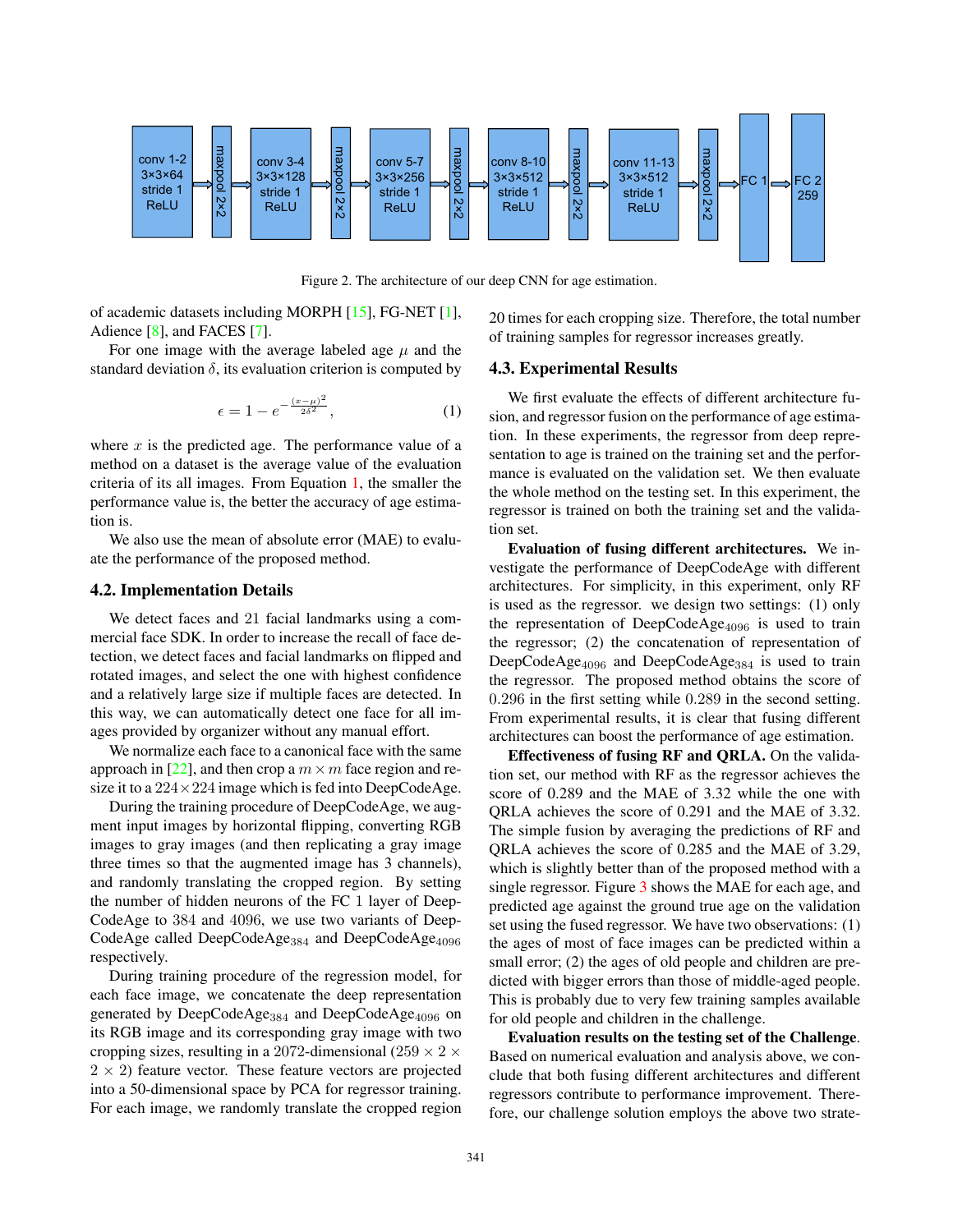Figure 2. The architecture of our deep CNN for age estimation.

of academic datasets including MORPH [15], FG-NET [1], Adience [8], and FACES [7].

For one image with the average labeled age $\mu$ and the standard deviation $\delta$, its evaluation criterion is computed by

$$\epsilon = 1 - e^{-\frac{(x-\mu)^2}{2\delta^2}}, \tag{1}$$

where $x$ is the predicted age. The performance value of a method on a dataset is the average value of the evaluation criteria of its all images. From Equation 1, the smaller the performance value is, the better the accuracy of age estimation is.

We also use the mean of absolute error (MAE) to evaluate the performance of the proposed method.

## 4.2. Implementation Details

We detect faces and 21 facial landmarks using a commercial face SDK. In order to increase the recall of face detection, we detect faces and facial landmarks on flipped and rotated images, and select the one with highest confidence and a relatively large size if multiple faces are detected. In this way, we can automatically detect one face for all images provided by organizer without any manual effort.

We normalize each face to a canonical face with the same approach in [22], and then crop a $m \times m$ face region and resize it to a $224 \times 224$ image which is fed into DeepCodeAge.

During the training procedure of DeepCodeAge, we augment input images by horizontal flipping, converting RGB images to gray images (and then replicating a gray image three times so that the augmented image has 3 channels), and randomly translating the cropped region. By setting the number of hidden neurons of the FC 1 layer of DeepCodeAge to 384 and 4096, we use two variants of DeepCodeAge called $\text{DeepCodeAge}_{384}$ and $\text{DeepCodeAge}_{4096}$ respectively.

During training procedure of the regression model, for each face image, we concatenate the deep representation generated by $\text{DeepCodeAge}_{384}$ and $\text{DeepCodeAge}_{4096}$ on its RGB image and its corresponding gray image with two cropping sizes, resulting in a 2072-dimensional $(259 \times 2 \times 2 \times 2)$ feature vector. These feature vectors are projected into a 50-dimensional space by PCA for regressor training. For each image, we randomly translate the cropped region 20 times for each cropping size. Therefore, the total number of training samples for regressor increases greatly.

## 4.3. Experimental Results

We first evaluate the effects of different architecture fusion, and regressor fusion on the performance of age estimation. In these experiments, the regressor from deep representation to age is trained on the training set and the performance is evaluated on the validation set. We then evaluate the whole method on the testing set. In this experiment, the regressor is trained on both the training set and the validation set.

**Evaluation of fusing different architectures.** We investigate the performance of DeepCodeAge with different architectures. For simplicity, in this experiment, only RF is used as the regressor. we design two settings: (1) only the representation of $\text{DeepCodeAge}_{4096}$ is used to train the regressor; (2) the concatenation of representation of $\text{DeepCodeAge}_{4096}$ and $\text{DeepCodeAge}_{384}$ is used to train the regressor. The proposed method obtains the score of 0.296 in the first setting while 0.289 in the second setting. From experimental results, it is clear that fusing different architectures can boost the performance of age estimation.

**Effectiveness of fusing RF and QRLA.** On the validation set, our method with RF as the regressor achieves the score of 0.289 and the MAE of 3.32 while the one with QRLA achieves the score of 0.291 and the MAE of 3.32. The simple fusion by averaging the predictions of RF and QRLA achieves the score of 0.285 and the MAE of 3.29, which is slightly better than of the proposed method with a single regressor. Figure 3 shows the MAE for each age, and predicted age against the ground true age on the validation set using the fused regressor. We have two observations: (1) the ages of most of face images can be predicted within a small error; (2) the ages of old people and children are predicted with bigger errors than those of middle-aged people. This is probably due to very few training samples available for old people and children in the challenge.

**Evaluation results on the testing set of the Challenge**. Based on numerical evaluation and analysis above, we conclude that both fusing different architectures and different regressors contribute to performance improvement. Therefore, our challenge solution employs the above two strate-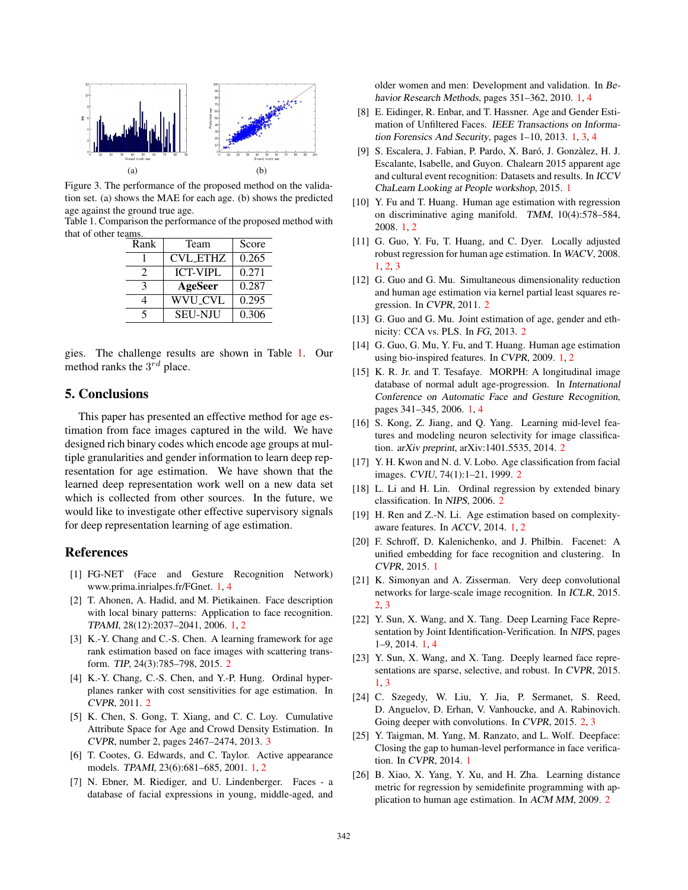(a) (b)

Figure 3. The performance of the proposed method on the validation set. (a) shows the MAE for each age. (b) shows the predicted age against the ground true age.

Table 1. Comparison the performance of the proposed method with that of other teams.

| Rank | Team | Score |
|---|---|---|
| 1 | CVL_ETHZ | 0.265 |
| 2 | ICT-VIPL | 0.271 |
| 3 | **AgeSeer** | 0.287 |
| 4 | WVU_CVL | 0.295 |
| 5 | SEU-NJU | 0.306 |

gies. The challenge results are shown in Table 1. Our method ranks the $3^{rd}$ place.

## 5. Conclusions

This paper has presented an effective method for age estimation from face images captured in the wild. We have designed rich binary codes which encode age groups at multiple granularities and gender information to learn deep representation for age estimation. We have shown that the learned deep representation work well on a new data set which is collected from other sources. In the future, we would like to investigate other effective supervisory signals for deep representation learning of age estimation.

## References

[1] FG-NET (Face and Gesture Recognition Network) www.prima.inrialpes.fr/FGnet. 1, 4

[2] T. Ahonen, A. Hadid, and M. Pietikainen. Face description with local binary patterns: Application to face recognition. *TPAMI*, 28(12):2037–2041, 2006. 1, 2

[3] K.-Y. Chang and C.-S. Chen. A learning framework for age rank estimation based on face images with scattering transform. *TIP*, 24(3):785–798, 2015. 2

[4] K.-Y. Chang, C.-S. Chen, and Y.-P. Hung. Ordinal hyperplanes ranker with cost sensitivities for age estimation. In *CVPR*, 2011. 2

[5] K. Chen, S. Gong, T. Xiang, and C. C. Loy. Cumulative Attribute Space for Age and Crowd Density Estimation. In *CVPR*, number 2, pages 2467–2474, 2013. 3

[6] T. Cootes, G. Edwards, and C. Taylor. Active appearance models. *TPAMI*, 23(6):681–685, 2001. 1, 2

[7] N. Ebner, M. Riediger, and U. Lindenberger. Faces - a database of facial expressions in young, middle-aged, and older women and men: Development and validation. In *Behavior Research Methods*, pages 351–362, 2010. 1, 4

[8] E. Eidinger, R. Enbar, and T. Hassner. Age and Gender Estimation of Unfiltered Faces. *IEEE Transactions on Information Forensics And Security*, pages 1–10, 2013. 1, 3, 4

[9] S. Escalera, J. Fabian, P. Pardo, X. Baró, J. Gonzàlez, H. J. Escalante, Isabelle, and Guyon. Chalearn 2015 apparent age and cultural event recognition: Datasets and results. In *ICCV ChaLearn Looking at People workshop*, 2015. 1

[10] Y. Fu and T. Huang. Human age estimation with regression on discriminative aging manifold. *TMM*, 10(4):578–584, 2008. 1, 2

[11] G. Guo, Y. Fu, T. Huang, and C. Dyer. Locally adjusted robust regression for human age estimation. In *WACV*, 2008. 1, 2, 3

[12] G. Guo and G. Mu. Simultaneous dimensionality reduction and human age estimation via kernel partial least squares regression. In *CVPR*, 2011. 2

[13] G. Guo and G. Mu. Joint estimation of age, gender and ethnicity: CCA vs. PLS. In *FG*, 2013. 2

[14] G. Guo, G. Mu, Y. Fu, and T. Huang. Human age estimation using bio-inspired features. In *CVPR*, 2009. 1, 2

[15] K. R. Jr. and T. Tesafaye. MORPH: A longitudinal image database of normal adult age-progression. In *International Conference on Automatic Face and Gesture Recognition*, pages 341–345, 2006. 1, 4

[16] S. Kong, Z. Jiang, and Q. Yang. Learning mid-level features and modeling neuron selectivity for image classification. *arXiv preprint*, arXiv:1401.5535, 2014. 2

[17] Y. H. Kwon and N. d. V. Lobo. Age classification from facial images. *CVIU*, 74(1):1–21, 1999. 2

[18] L. Li and H. Lin. Ordinal regression by extended binary classification. In *NIPS*, 2006. 2

[19] H. Ren and Z.-N. Li. Age estimation based on complexity-aware features. In *ACCV*, 2014. 1, 2

[20] F. Schroff, D. Kalenichenko, and J. Philbin. Facenet: A unified embedding for face recognition and clustering. In *CVPR*, 2015. 1

[21] K. Simonyan and A. Zisserman. Very deep convolutional networks for large-scale image recognition. In *ICLR*, 2015. 2, 3

[22] Y. Sun, X. Wang, and X. Tang. Deep Learning Face Representation by Joint Identification-Verification. In *NIPS*, pages 1–9, 2014. 1, 4

[23] Y. Sun, X. Wang, and X. Tang. Deeply learned face representations are sparse, selective, and robust. In *CVPR*, 2015. 1, 3

[24] C. Szegedy, W. Liu, Y. Jia, P. Sermanet, S. Reed, D. Anguelov, D. Erhan, V. Vanhoucke, and A. Rabinovich. Going deeper with convolutions. In *CVPR*, 2015. 2, 3

[25] Y. Taigman, M. Yang, M. Ranzato, and L. Wolf. Deepface: Closing the gap to human-level performance in face verification. In *CVPR*, 2014. 1

[26] B. Xiao, X. Yang, Y. Xu, and H. Zha. Learning distance metric for regression by semidefinite programming with application to human age estimation. In *ACM MM*, 2009. 2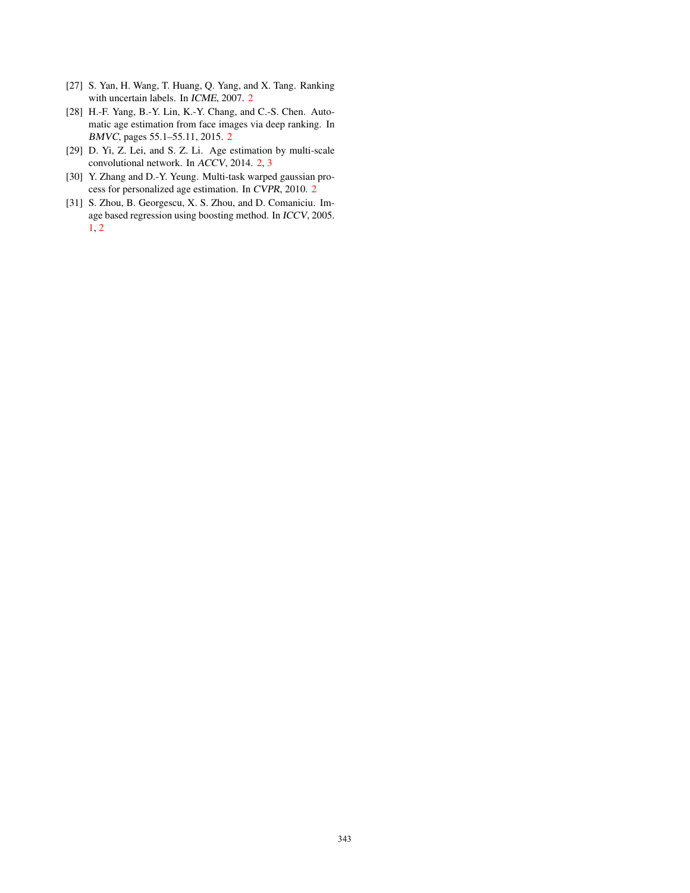[27] S. Yan, H. Wang, T. Huang, Q. Yang, and X. Tang. Ranking with uncertain labels. In *ICME*, 2007. 2

[28] H.-F. Yang, B.-Y. Lin, K.-Y. Chang, and C.-S. Chen. Automatic age estimation from face images via deep ranking. In *BMVC*, pages 55.1–55.11, 2015. 2

[29] D. Yi, Z. Lei, and S. Z. Li. Age estimation by multi-scale convolutional network. In *ACCV*, 2014. 2, 3

[30] Y. Zhang and D.-Y. Yeung. Multi-task warped gaussian process for personalized age estimation. In *CVPR*, 2010. 2

[31] S. Zhou, B. Georgescu, X. S. Zhou, and D. Comaniciu. Image based regression using boosting method. In *ICCV*, 2005. 1, 2